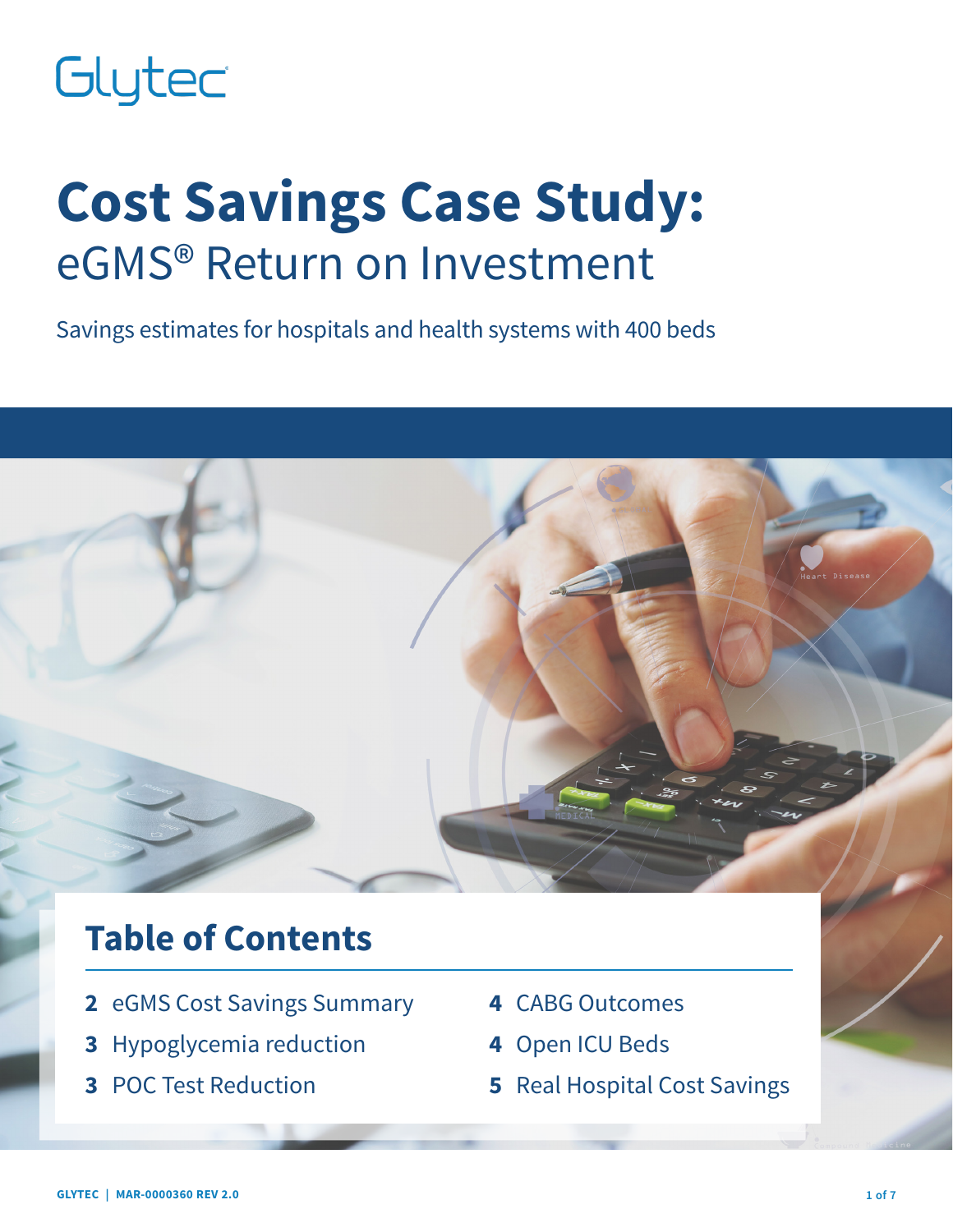Glytec

# Cost Savings Case Study:
## eGMS® Return on Investment

Savings estimates for hospitals and health systems with 400 beds

## Table of Contents

- **2** eGMS Cost Savings Summary
- **3** Hypoglycemia reduction
- **3** POC Test Reduction
- **4** CABG Outcomes
- **4** Open ICU Beds
- **5** Real Hospital Cost Savings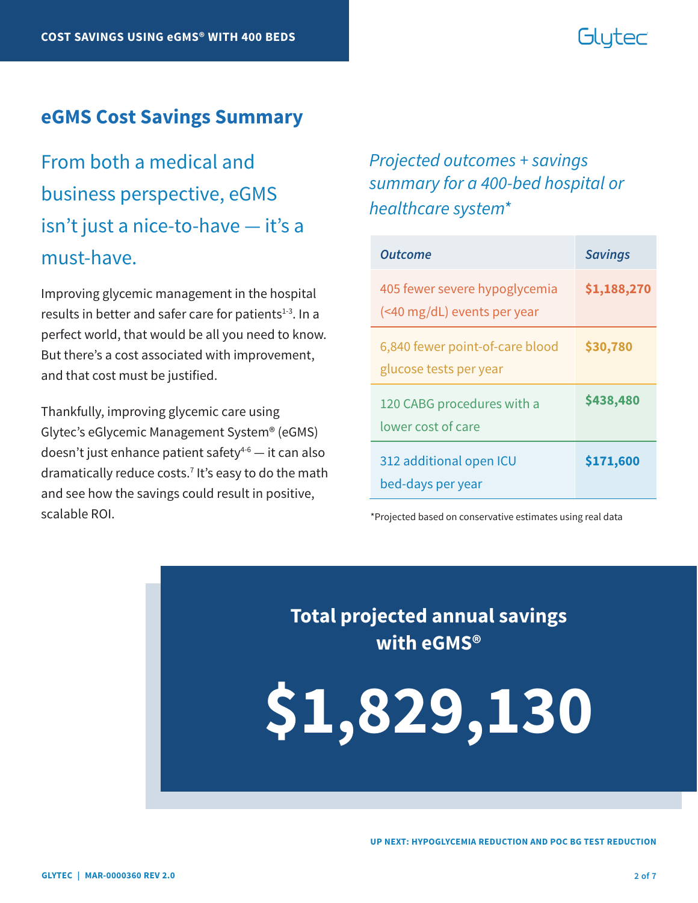## eGMS Cost Savings Summary

From both a medical and business perspective, eGMS isn't just a nice-to-have — it's a must-have.

Improving glycemic management in the hospital results in better and safer care for patients[1-3]. In a perfect world, that would be all you need to know. But there's a cost associated with improvement, and that cost must be justified.

Thankfully, improving glycemic care using Glytec's eGlycemic Management System® (eGMS) doesn't just enhance patient safety[4-6] — it can also dramatically reduce costs.[7] It's easy to do the math and see how the savings could result in positive, scalable ROI.

*Projected outcomes + savings summary for a 400-bed hospital or healthcare system**

| *Outcome* | *Savings* |
|---|---|
| 405 fewer severe hypoglycemia (<40 mg/dL) events per year | **$1,188,270** |
| 6,840 fewer point-of-care blood glucose tests per year | **$30,780** |
| 120 CABG procedures with a lower cost of care | **$438,480** |
| 312 additional open ICU bed-days per year | **$171,600** |

*Projected based on conservative estimates using real data

### Total projected annual savings with eGMS®

# $1,829,130

**UP NEXT: HYPOGLYCEMIA REDUCTION AND POC BG TEST REDUCTION**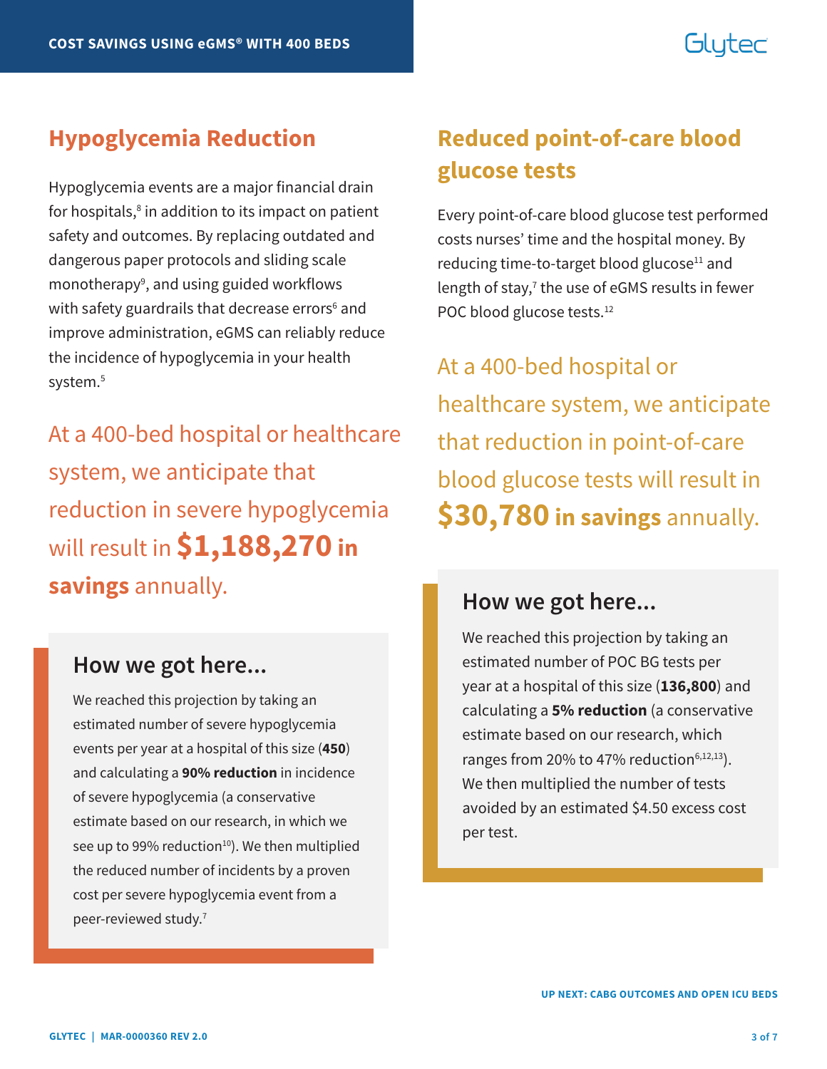## Hypoglycemia Reduction

Hypoglycemia events are a major financial drain for hospitals,[8] in addition to its impact on patient safety and outcomes. By replacing outdated and dangerous paper protocols and sliding scale monotherapy[9], and using guided workflows with safety guardrails that decrease errors[6] and improve administration, eGMS can reliably reduce the incidence of hypoglycemia in your health system.[5]

At a 400-bed hospital or healthcare system, we anticipate that reduction in severe hypoglycemia will result in **$1,188,270 in savings** annually.

### How we got here...

We reached this projection by taking an estimated number of severe hypoglycemia events per year at a hospital of this size (**450**) and calculating a **90% reduction** in incidence of severe hypoglycemia (a conservative estimate based on our research, in which we see up to 99% reduction[10]). We then multiplied the reduced number of incidents by a proven cost per severe hypoglycemia event from a peer-reviewed study.[7]

## Reduced point-of-care blood glucose tests

Every point-of-care blood glucose test performed costs nurses' time and the hospital money. By reducing time-to-target blood glucose[11] and length of stay,[7] the use of eGMS results in fewer POC blood glucose tests.[12]

At a 400-bed hospital or healthcare system, we anticipate that reduction in point-of-care blood glucose tests will result in **$30,780 in savings** annually.

### How we got here...

We reached this projection by taking an estimated number of POC BG tests per year at a hospital of this size (**136,800**) and calculating a **5% reduction** (a conservative estimate based on our research, which ranges from 20% to 47% reduction[6,12,13]). We then multiplied the number of tests avoided by an estimated $4.50 excess cost per test.

UP NEXT: CABG OUTCOMES AND OPEN ICU BEDS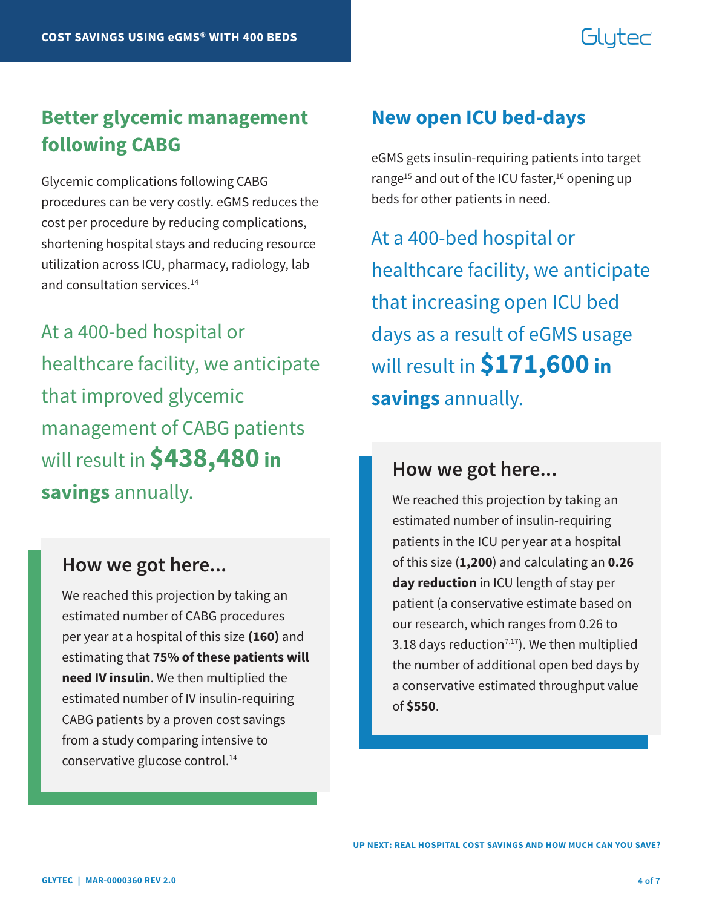# Better glycemic management following CABG

Glycemic complications following CABG procedures can be very costly. eGMS reduces the cost per procedure by reducing complications, shortening hospital stays and reducing resource utilization across ICU, pharmacy, radiology, lab and consultation services.[14]

At a 400-bed hospital or healthcare facility, we anticipate that improved glycemic management of CABG patients will result in **$438,480 in savings** annually.

### How we got here...

We reached this projection by taking an estimated number of CABG procedures per year at a hospital of this size **(160)** and estimating that **75% of these patients will need IV insulin**. We then multiplied the estimated number of IV insulin-requiring CABG patients by a proven cost savings from a study comparing intensive to conservative glucose control.[14]

# New open ICU bed-days

eGMS gets insulin-requiring patients into target range[15] and out of the ICU faster,[16] opening up beds for other patients in need.

At a 400-bed hospital or healthcare facility, we anticipate that increasing open ICU bed days as a result of eGMS usage will result in **$171,600 in savings** annually.

### How we got here...

We reached this projection by taking an estimated number of insulin-requiring patients in the ICU per year at a hospital of this size (**1,200**) and calculating an **0.26 day reduction** in ICU length of stay per patient (a conservative estimate based on our research, which ranges from 0.26 to 3.18 days reduction[7,17]). We then multiplied the number of additional open bed days by a conservative estimated throughput value of **$550**.

**UP NEXT: REAL HOSPITAL COST SAVINGS AND HOW MUCH CAN YOU SAVE?**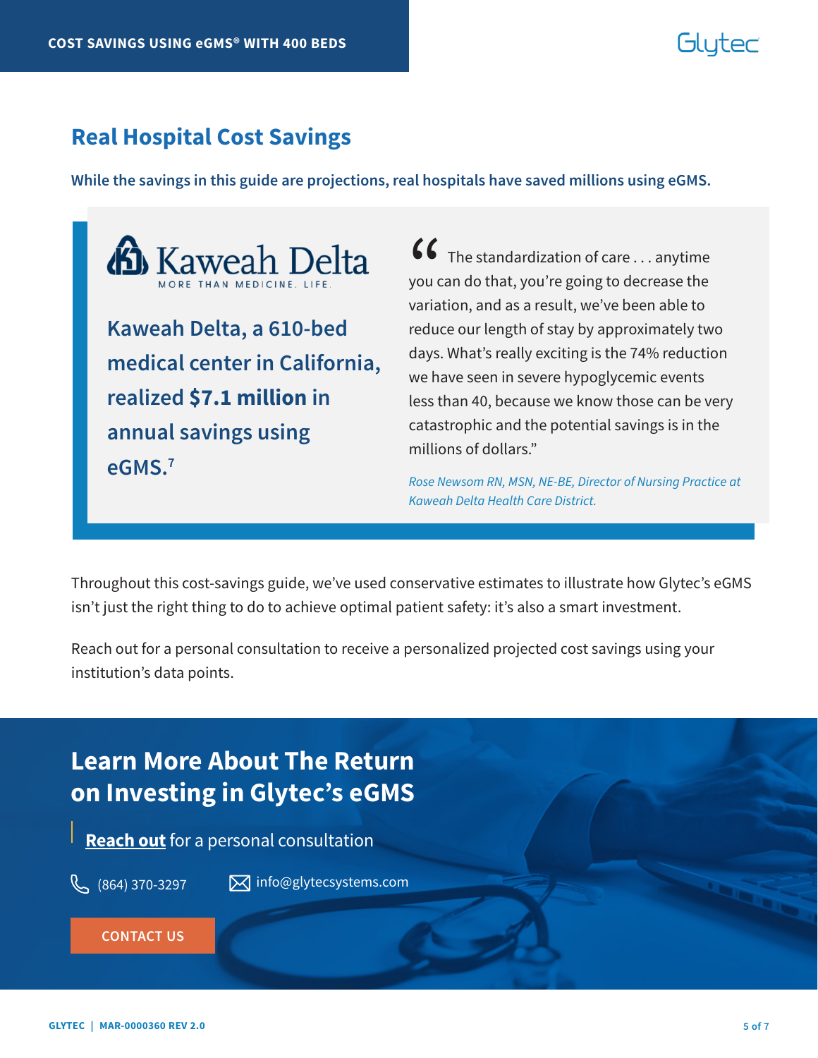## Real Hospital Cost Savings

**While the savings in this guide are projections, real hospitals have saved millions using eGMS.**

Kaweah Delta

MORE THAN MEDICINE. LIFE.

**Kaweah Delta, a 610-bed medical center in California, realized $7.1 million in annual savings using eGMS.**[7]

"The standardization of care . . . anytime you can do that, you're going to decrease the variation, and as a result, we've been able to reduce our length of stay by approximately two days. What's really exciting is the 74% reduction we have seen in severe hypoglycemic events less than 40, because we know those can be very catastrophic and the potential savings is in the millions of dollars."

*Rose Newsom RN, MSN, NE-BE, Director of Nursing Practice at Kaweah Delta Health Care District.*

Throughout this cost-savings guide, we've used conservative estimates to illustrate how Glytec's eGMS isn't just the right thing to do to achieve optimal patient safety: it's also a smart investment.

Reach out for a personal consultation to receive a personalized projected cost savings using your institution's data points.

## Learn More About The Return on Investing in Glytec's eGMS

**Reach out** for a personal consultation

(864) 370-3297  info@glytecsystems.com

CONTACT US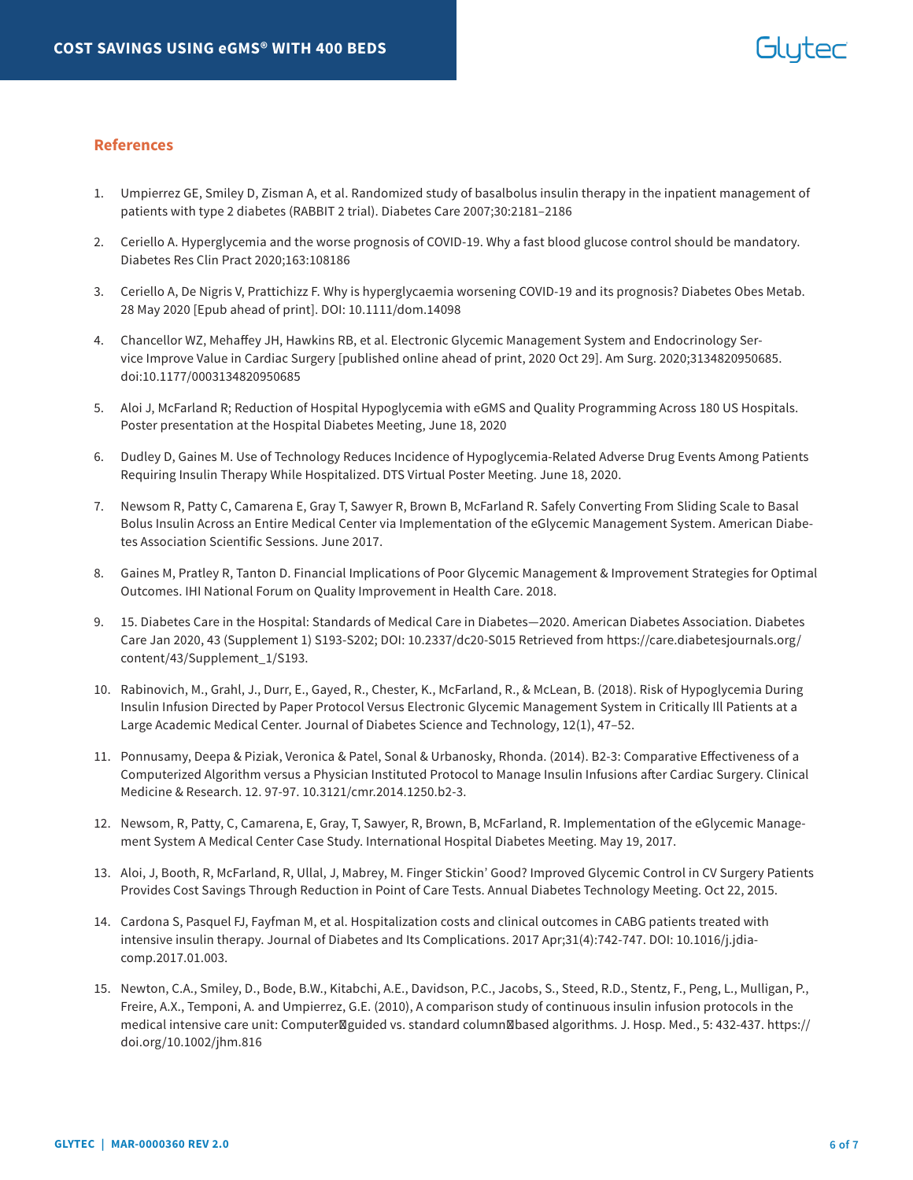## References

1. Umpierrez GE, Smiley D, Zisman A, et al. Randomized study of basalbolus insulin therapy in the inpatient management of patients with type 2 diabetes (RABBIT 2 trial). Diabetes Care 2007;30:2181–2186
2. Ceriello A. Hyperglycemia and the worse prognosis of COVID-19. Why a fast blood glucose control should be mandatory. Diabetes Res Clin Pract 2020;163:108186
3. Ceriello A, De Nigris V, Prattichizz F. Why is hyperglycaemia worsening COVID-19 and its prognosis? Diabetes Obes Metab. 28 May 2020 [Epub ahead of print]. DOI: 10.1111/dom.14098
4. Chancellor WZ, Mehaffey JH, Hawkins RB, et al. Electronic Glycemic Management System and Endocrinology Service Improve Value in Cardiac Surgery [published online ahead of print, 2020 Oct 29]. Am Surg. 2020;3134820950685. doi:10.1177/0003134820950685
5. Aloi J, McFarland R; Reduction of Hospital Hypoglycemia with eGMS and Quality Programming Across 180 US Hospitals. Poster presentation at the Hospital Diabetes Meeting, June 18, 2020
6. Dudley D, Gaines M. Use of Technology Reduces Incidence of Hypoglycemia-Related Adverse Drug Events Among Patients Requiring Insulin Therapy While Hospitalized. DTS Virtual Poster Meeting. June 18, 2020.
7. Newsom R, Patty C, Camarena E, Gray T, Sawyer R, Brown B, McFarland R. Safely Converting From Sliding Scale to Basal Bolus Insulin Across an Entire Medical Center via Implementation of the eGlycemic Management System. American Diabetes Association Scientific Sessions. June 2017.
8. Gaines M, Pratley R, Tanton D. Financial Implications of Poor Glycemic Management & Improvement Strategies for Optimal Outcomes. IHI National Forum on Quality Improvement in Health Care. 2018.
9. 15. Diabetes Care in the Hospital: Standards of Medical Care in Diabetes—2020. American Diabetes Association. Diabetes Care Jan 2020, 43 (Supplement 1) S193-S202; DOI: 10.2337/dc20-S015 Retrieved from https://care.diabetesjournals.org/content/43/Supplement_1/S193.
10. Rabinovich, M., Grahl, J., Durr, E., Gayed, R., Chester, K., McFarland, R., & McLean, B. (2018). Risk of Hypoglycemia During Insulin Infusion Directed by Paper Protocol Versus Electronic Glycemic Management System in Critically Ill Patients at a Large Academic Medical Center. Journal of Diabetes Science and Technology, 12(1), 47–52.
11. Ponnusamy, Deepa & Piziak, Veronica & Patel, Sonal & Urbanosky, Rhonda. (2014). B2-3: Comparative Effectiveness of a Computerized Algorithm versus a Physician Instituted Protocol to Manage Insulin Infusions after Cardiac Surgery. Clinical Medicine & Research. 12. 97-97. 10.3121/cmr.2014.1250.b2-3.
12. Newsom, R, Patty, C, Camarena, E, Gray, T, Sawyer, R, Brown, B, McFarland, R. Implementation of the eGlycemic Management System A Medical Center Case Study. International Hospital Diabetes Meeting. May 19, 2017.
13. Aloi, J, Booth, R, McFarland, R, Ullal, J, Mabrey, M. Finger Stickin' Good? Improved Glycemic Control in CV Surgery Patients Provides Cost Savings Through Reduction in Point of Care Tests. Annual Diabetes Technology Meeting. Oct 22, 2015.
14. Cardona S, Pasquel FJ, Fayfman M, et al. Hospitalization costs and clinical outcomes in CABG patients treated with intensive insulin therapy. Journal of Diabetes and Its Complications. 2017 Apr;31(4):742-747. DOI: 10.1016/j.jdiacomp.2017.01.003.
15. Newton, C.A., Smiley, D., Bode, B.W., Kitabchi, A.E., Davidson, P.C., Jacobs, S., Steed, R.D., Stentz, F., Peng, L., Mulligan, P., Freire, A.X., Temponi, A. and Umpierrez, G.E. (2010), A comparison study of continuous insulin infusion protocols in the medical intensive care unit: Computer‐guided vs. standard column‐based algorithms. J. Hosp. Med., 5: 432-437. https://doi.org/10.1002/jhm.816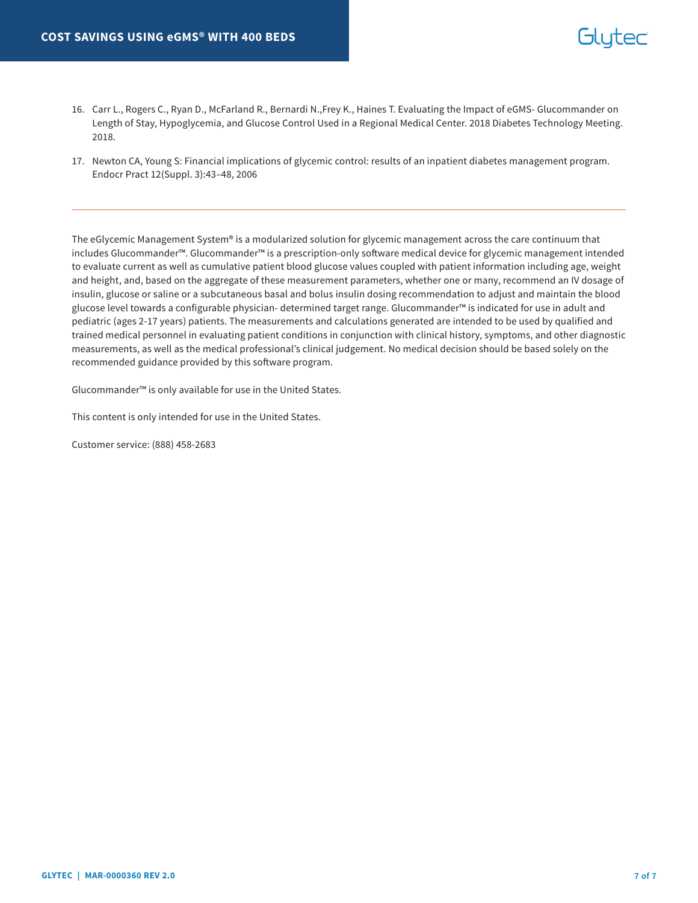16. Carr L., Rogers C., Ryan D., McFarland R., Bernardi N.,Frey K., Haines T. Evaluating the Impact of eGMS- Glucommander on Length of Stay, Hypoglycemia, and Glucose Control Used in a Regional Medical Center. 2018 Diabetes Technology Meeting. 2018.

17. Newton CA, Young S: Financial implications of glycemic control: results of an inpatient diabetes management program. Endocr Pract 12(Suppl. 3):43–48, 2006

---

The eGlycemic Management System® is a modularized solution for glycemic management across the care continuum that includes Glucommander™. Glucommander™ is a prescription-only software medical device for glycemic management intended to evaluate current as well as cumulative patient blood glucose values coupled with patient information including age, weight and height, and, based on the aggregate of these measurement parameters, whether one or many, recommend an IV dosage of insulin, glucose or saline or a subcutaneous basal and bolus insulin dosing recommendation to adjust and maintain the blood glucose level towards a configurable physician- determined target range. Glucommander™ is indicated for use in adult and pediatric (ages 2-17 years) patients. The measurements and calculations generated are intended to be used by qualified and trained medical personnel in evaluating patient conditions in conjunction with clinical history, symptoms, and other diagnostic measurements, as well as the medical professional's clinical judgement. No medical decision should be based solely on the recommended guidance provided by this software program.

Glucommander™ is only available for use in the United States.

This content is only intended for use in the United States.

Customer service: (888) 458-2683